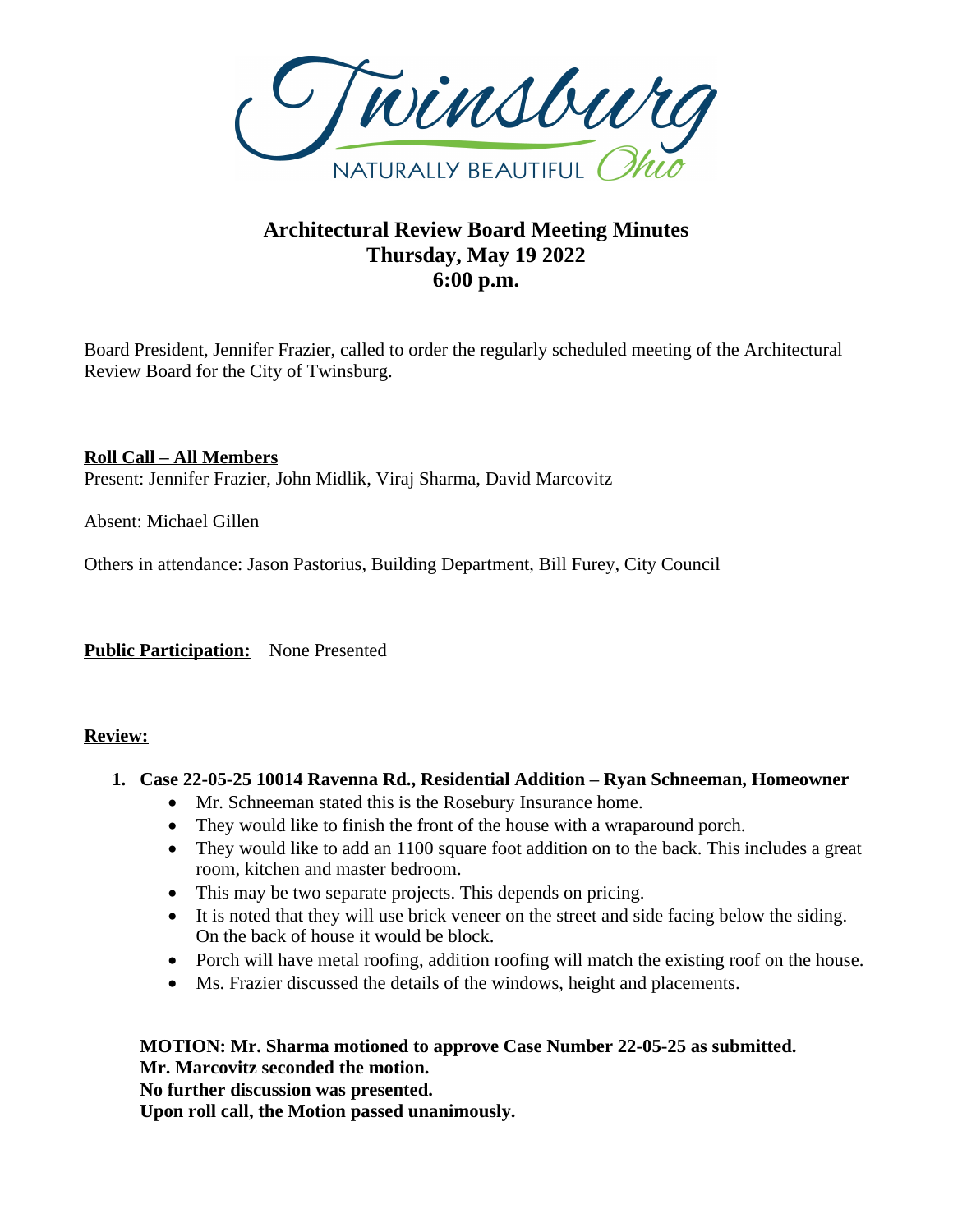Twinsburg
NATURALLY BEAUTIFUL Ohio

# Architectural Review Board Meeting Minutes
## Thursday, May 19 2022
## 6:00 p.m.

Board President, Jennifer Frazier, called to order the regularly scheduled meeting of the Architectural Review Board for the City of Twinsburg.

**Roll Call – All Members**
Present: Jennifer Frazier, John Midlik, Viraj Sharma, David Marcovitz

Absent: Michael Gillen

Others in attendance: Jason Pastorius, Building Department, Bill Furey, City Council

**Public Participation:** None Presented

**Review:**

1. **Case 22-05-25 10014 Ravenna Rd., Residential Addition – Ryan Schneeman, Homeowner**
   - Mr. Schneeman stated this is the Rosebury Insurance home.
   - They would like to finish the front of the house with a wraparound porch.
   - They would like to add an 1100 square foot addition on to the back. This includes a great room, kitchen and master bedroom.
   - This may be two separate projects. This depends on pricing.
   - It is noted that they will use brick veneer on the street and side facing below the siding. On the back of house it would be block.
   - Porch will have metal roofing, addition roofing will match the existing roof on the house.
   - Ms. Frazier discussed the details of the windows, height and placements.

   **MOTION: Mr. Sharma motioned to approve Case Number 22-05-25 as submitted.**
   **Mr. Marcovitz seconded the motion.**
   **No further discussion was presented.**
   **Upon roll call, the Motion passed unanimously.**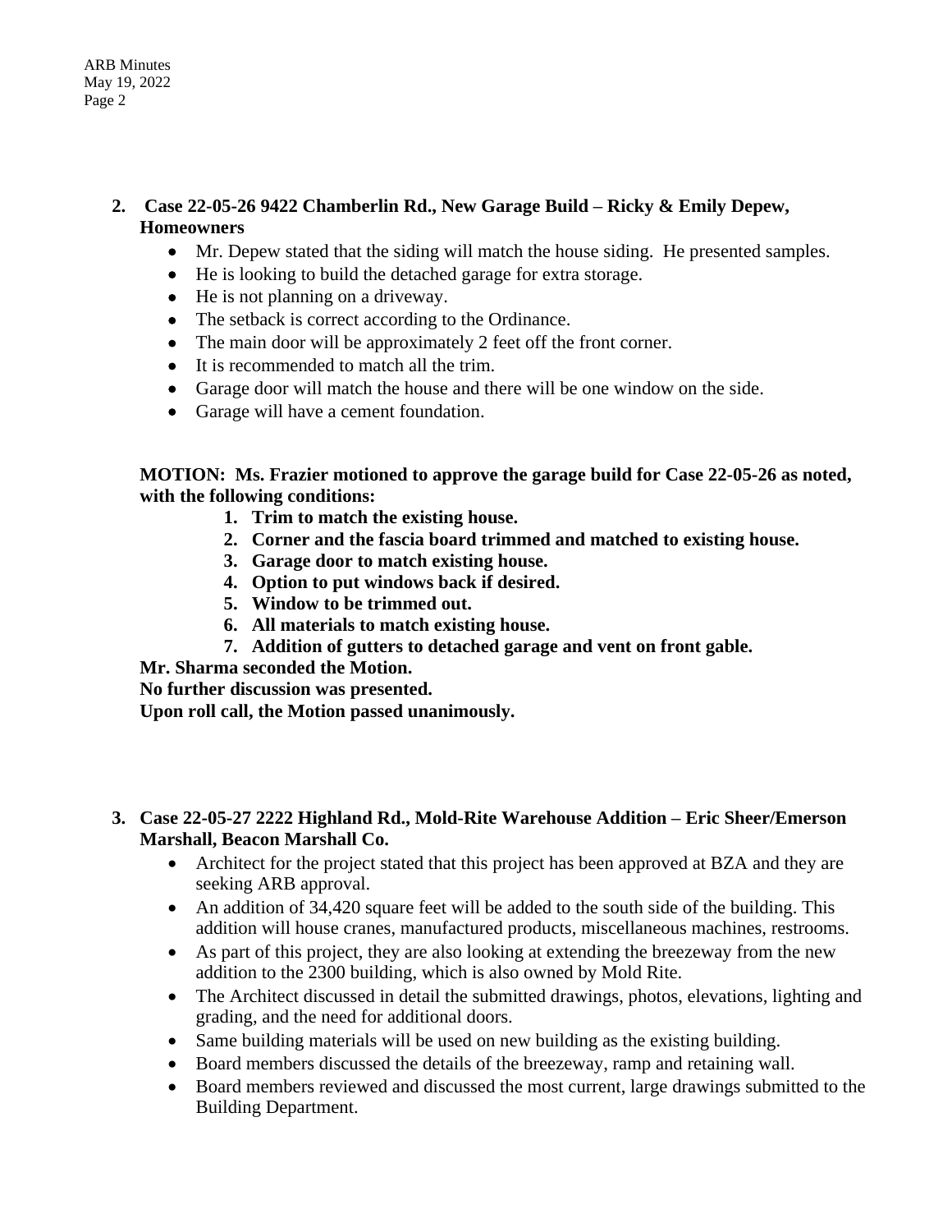2. **Case 22-05-26 9422 Chamberlin Rd., New Garage Build – Ricky & Emily Depew, Homeowners**
   - Mr. Depew stated that the siding will match the house siding. He presented samples.
   - He is looking to build the detached garage for extra storage.
   - He is not planning on a driveway.
   - The setback is correct according to the Ordinance.
   - The main door will be approximately 2 feet off the front corner.
   - It is recommended to match all the trim.
   - Garage door will match the house and there will be one window on the side.
   - Garage will have a cement foundation.

   **MOTION: Ms. Frazier motioned to approve the garage build for Case 22-05-26 as noted, with the following conditions:**

   1. **Trim to match the existing house.**
   2. **Corner and the fascia board trimmed and matched to existing house.**
   3. **Garage door to match existing house.**
   4. **Option to put windows back if desired.**
   5. **Window to be trimmed out.**
   6. **All materials to match existing house.**
   7. **Addition of gutters to detached garage and vent on front gable.**

   **Mr. Sharma seconded the Motion.**
   **No further discussion was presented.**
   **Upon roll call, the Motion passed unanimously.**

3. **Case 22-05-27 2222 Highland Rd., Mold-Rite Warehouse Addition – Eric Sheer/Emerson Marshall, Beacon Marshall Co.**
   - Architect for the project stated that this project has been approved at BZA and they are seeking ARB approval.
   - An addition of 34,420 square feet will be added to the south side of the building. This addition will house cranes, manufactured products, miscellaneous machines, restrooms.
   - As part of this project, they are also looking at extending the breezeway from the new addition to the 2300 building, which is also owned by Mold Rite.
   - The Architect discussed in detail the submitted drawings, photos, elevations, lighting and grading, and the need for additional doors.
   - Same building materials will be used on new building as the existing building.
   - Board members discussed the details of the breezeway, ramp and retaining wall.
   - Board members reviewed and discussed the most current, large drawings submitted to the Building Department.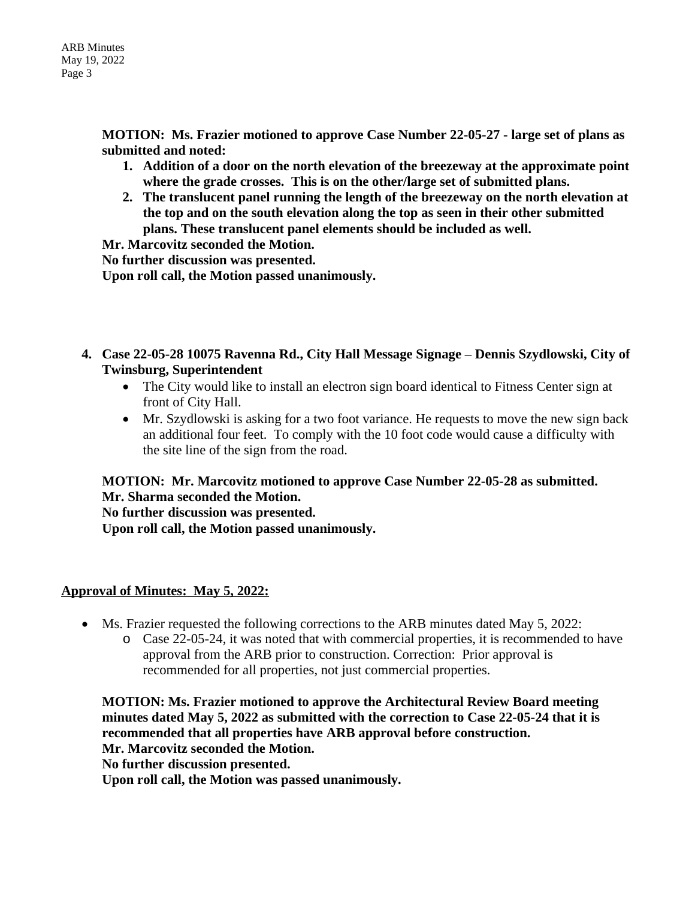**MOTION: Ms. Frazier motioned to approve Case Number 22-05-27 - large set of plans as submitted and noted:**

1. **Addition of a door on the north elevation of the breezeway at the approximate point where the grade crosses. This is on the other/large set of submitted plans.**
2. **The translucent panel running the length of the breezeway on the north elevation at the top and on the south elevation along the top as seen in their other submitted plans. These translucent panel elements should be included as well.**

**Mr. Marcovitz seconded the Motion.**
**No further discussion was presented.**
**Upon roll call, the Motion passed unanimously.**

4. **Case 22-05-28 10075 Ravenna Rd., City Hall Message Signage – Dennis Szydlowski, City of Twinsburg, Superintendent**
   - The City would like to install an electron sign board identical to Fitness Center sign at front of City Hall.
   - Mr. Szydlowski is asking for a two foot variance. He requests to move the new sign back an additional four feet. To comply with the 10 foot code would cause a difficulty with the site line of the sign from the road.

**MOTION: Mr. Marcovitz motioned to approve Case Number 22-05-28 as submitted.**
**Mr. Sharma seconded the Motion.**
**No further discussion was presented.**
**Upon roll call, the Motion passed unanimously.**

**<u>Approval of Minutes: May 5, 2022:</u>**

- Ms. Frazier requested the following corrections to the ARB minutes dated May 5, 2022:
  - Case 22-05-24, it was noted that with commercial properties, it is recommended to have approval from the ARB prior to construction. Correction: Prior approval is recommended for all properties, not just commercial properties.

**MOTION: Ms. Frazier motioned to approve the Architectural Review Board meeting minutes dated May 5, 2022 as submitted with the correction to Case 22-05-24 that it is recommended that all properties have ARB approval before construction.**
**Mr. Marcovitz seconded the Motion.**
**No further discussion presented.**
**Upon roll call, the Motion was passed unanimously.**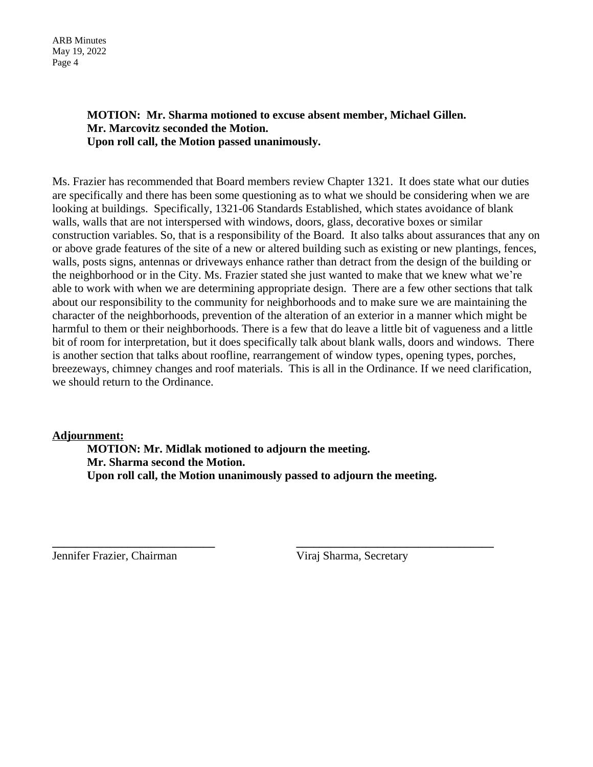**MOTION: Mr. Sharma motioned to excuse absent member, Michael Gillen.**
**Mr. Marcovitz seconded the Motion.**
**Upon roll call, the Motion passed unanimously.**

Ms. Frazier has recommended that Board members review Chapter 1321. It does state what our duties are specifically and there has been some questioning as to what we should be considering when we are looking at buildings. Specifically, 1321-06 Standards Established, which states avoidance of blank walls, walls that are not interspersed with windows, doors, glass, decorative boxes or similar construction variables. So, that is a responsibility of the Board. It also talks about assurances that any on or above grade features of the site of a new or altered building such as existing or new plantings, fences, walls, posts signs, antennas or driveways enhance rather than detract from the design of the building or the neighborhood or in the City. Ms. Frazier stated she just wanted to make that we knew what we're able to work with when we are determining appropriate design. There are a few other sections that talk about our responsibility to the community for neighborhoods and to make sure we are maintaining the character of the neighborhoods, prevention of the alteration of an exterior in a manner which might be harmful to them or their neighborhoods. There is a few that do leave a little bit of vagueness and a little bit of room for interpretation, but it does specifically talk about blank walls, doors and windows. There is another section that talks about roofline, rearrangement of window types, opening types, porches, breezeways, chimney changes and roof materials. This is all in the Ordinance. If we need clarification, we should return to the Ordinance.

**Adjournment:**

**MOTION: Mr. Midlak motioned to adjourn the meeting.**
**Mr. Sharma second the Motion.**
**Upon roll call, the Motion unanimously passed to adjourn the meeting.**

\_\_\_\_\_\_\_\_\_\_\_\_\_\_\_\_\_\_\_\_\_\_\_\_\_\_\_\_
Jennifer Frazier, Chairman

\_\_\_\_\_\_\_\_\_\_\_\_\_\_\_\_\_\_\_\_\_\_\_\_\_\_\_\_\_\_\_\_\_\_
Viraj Sharma, Secretary